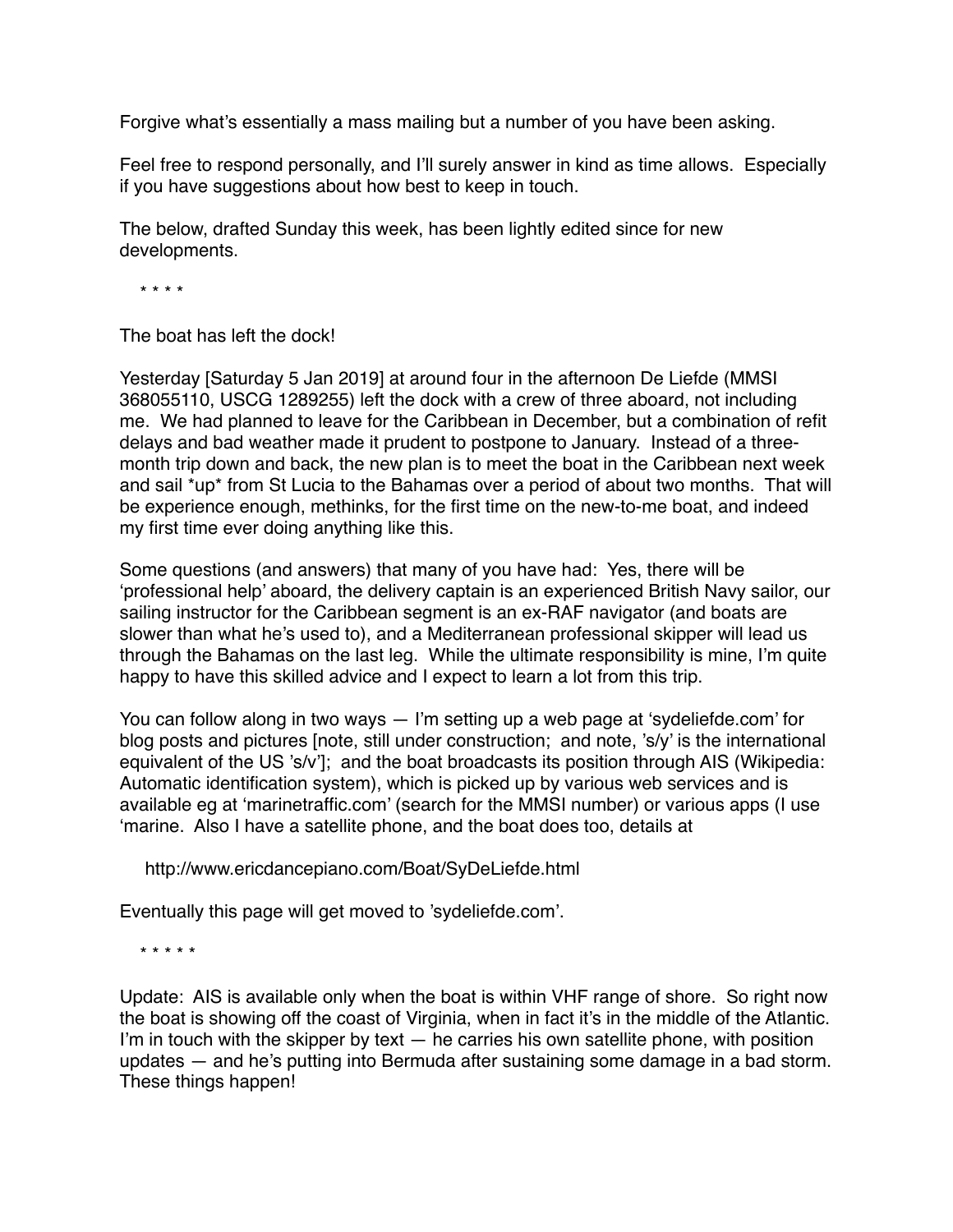Forgive what's essentially a mass mailing but a number of you have been asking.

Feel free to respond personally, and I'll surely answer in kind as time allows. Especially if you have suggestions about how best to keep in touch.

The below, drafted Sunday this week, has been lightly edited since for new developments.

* * * *

The boat has left the dock!

Yesterday [Saturday 5 Jan 2019] at around four in the afternoon De Liefde (MMSI 368055110, USCG 1289255) left the dock with a crew of three aboard, not including me. We had planned to leave for the Caribbean in December, but a combination of refit delays and bad weather made it prudent to postpone to January. Instead of a three-month trip down and back, the new plan is to meet the boat in the Caribbean next week and sail *up* from St Lucia to the Bahamas over a period of about two months. That will be experience enough, methinks, for the first time on the new-to-me boat, and indeed my first time ever doing anything like this.

Some questions (and answers) that many of you have had: Yes, there will be 'professional help' aboard, the delivery captain is an experienced British Navy sailor, our sailing instructor for the Caribbean segment is an ex-RAF navigator (and boats are slower than what he's used to), and a Mediterranean professional skipper will lead us through the Bahamas on the last leg. While the ultimate responsibility is mine, I'm quite happy to have this skilled advice and I expect to learn a lot from this trip.

You can follow along in two ways — I'm setting up a web page at 'sydeliefde.com' for blog posts and pictures [note, still under construction; and note, 's/y' is the international equivalent of the US 's/v']; and the boat broadcasts its position through AIS (Wikipedia: Automatic identification system), which is picked up by various web services and is available eg at 'marinetraffic.com' (search for the MMSI number) or various apps (I use 'marine. Also I have a satellite phone, and the boat does too, details at

http://www.ericdancepiano.com/Boat/SyDeLiefde.html

Eventually this page will get moved to 'sydeliefde.com'.

* * * * *

Update: AIS is available only when the boat is within VHF range of shore. So right now the boat is showing off the coast of Virginia, when in fact it's in the middle of the Atlantic. I'm in touch with the skipper by text — he carries his own satellite phone, with position updates — and he's putting into Bermuda after sustaining some damage in a bad storm. These things happen!